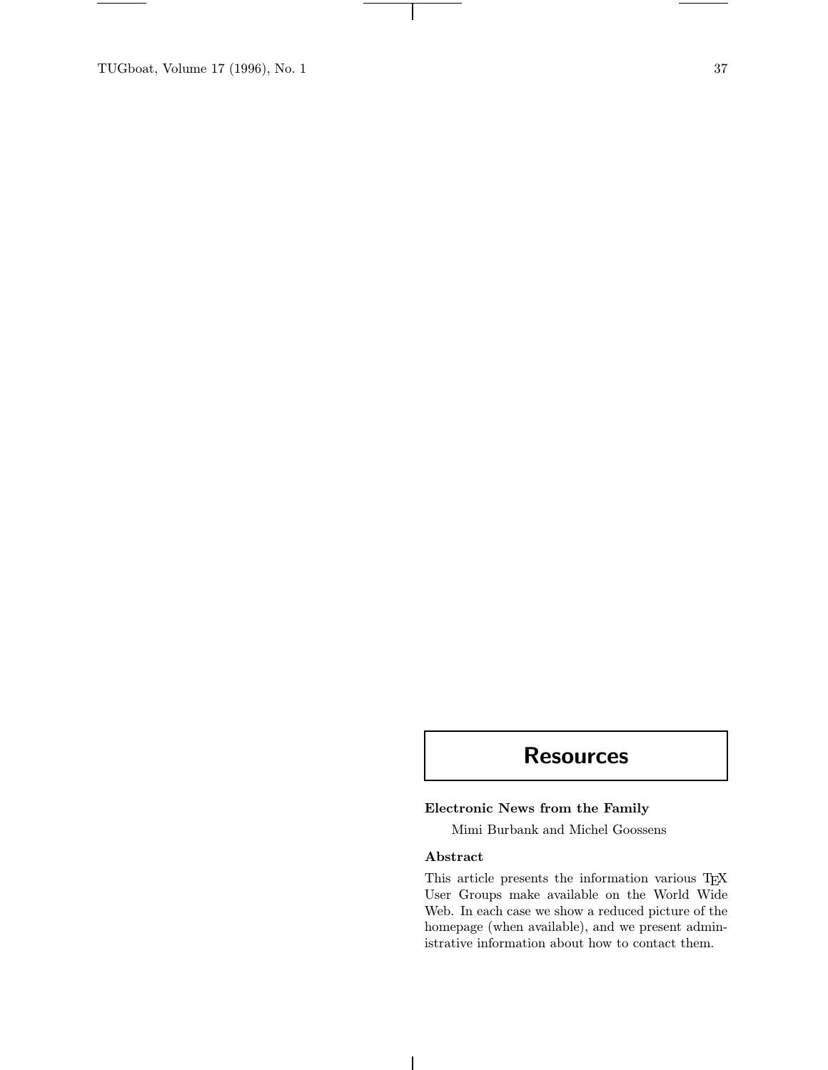# Resources

## Electronic News from the Family

Mimi Burbank and Michel Goossens

### Abstract

This article presents the information various TEX User Groups make available on the World Wide Web. In each case we show a reduced picture of the homepage (when available), and we present administrative information about how to contact them.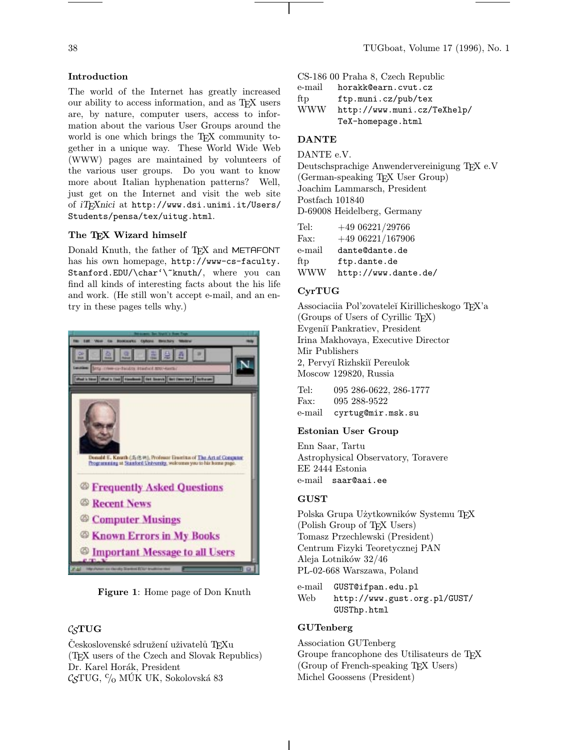### Introduction

The world of the Internet has greatly increased our ability to access information, and as TEX users are, by nature, computer users, access to information about the various User Groups around the world is one which brings the TEX community together in a unique way. These World Wide Web (WWW) pages are maintained by volunteers of the various user groups. Do you want to know more about Italian hyphenation patterns? Well, just get on the Internet and visit the web site of *iTEXnici* at `http://www.dsi.unimi.it/Users/Students/pensa/tex/uitug.html`.

### The TEX Wizard himself

Donald Knuth, the father of TEX and METAFONT has his own homepage, `http://www-cs-faculty.Stanford.EDU/\char'\~knuth/`, where you can find all kinds of interesting facts about the his life and work. (He still won't accept e-mail, and an entry in these pages tells why.)

**Figure 1**: Home page of Don Knuth

### CSTUG

Československé sdružení uživatelů TEXu
(TEX users of the Czech and Slovak Republics)
Dr. Karel Horák, President
CSTUG, c/o MÚK UK, Sokolovská 83
CS-186 00 Praha 8, Czech Republic

| | |
|---|---|
| e-mail | `horakk@earn.cvut.cz` |
| ftp | `ftp.muni.cz/pub/tex` |
| WWW | `http://www.muni.cz/TeXhelp/TeX-homepage.html` |

### DANTE

DANTE e.V.
Deutschsprachige Anwendervereinigung TEX e.V
(German-speaking TEX User Group)
Joachim Lammarsch, President
Postfach 101840
D-69008 Heidelberg, Germany

| | |
|---|---|
| Tel: | +49 06221/29766 |
| Fax: | +49 06221/167906 |
| e-mail | `dante@dante.de` |
| ftp | `ftp.dante.de` |
| WWW | `http://www.dante.de/` |

### CyrTUG

Associaciia Pol'zovateleĭ Kirillicheskogo TEX'a
(Groups of Users of Cyrillic TEX)
Evgeniĭ Pankratiev, President
Irina Makhovaya, Executive Director
Mir Publishers
2, Pervyĭ Rizhskiĭ Pereulok
Moscow 129820, Russia

| | |
|---|---|
| Tel: | 095 286-0622, 286-1777 |
| Fax: | 095 288-9522 |
| e-mail | `cyrtug@mir.msk.su` |

### Estonian User Group

Enn Saar, Tartu
Astrophysical Observatory, Toravere
EE 2444 Estonia
e-mail `saar@aai.ee`

### GUST

Polska Grupa Użytkowników Systemu TEX
(Polish Group of TEX Users)
Tomasz Przechlewski (President)
Centrum Fizyki Teoretycznej PAN
Aleja Lotników 32/46
PL-02-668 Warszawa, Poland

| | |
|---|---|
| e-mail | `GUST@ifpan.edu.pl` |
| Web | `http://www.gust.org.pl/GUST/GUSThp.html` |

### GUTenberg

Association GUTenberg
Groupe francophone des Utilisateurs de TEX
(Group of French-speaking TEX Users)
Michel Goossens (President)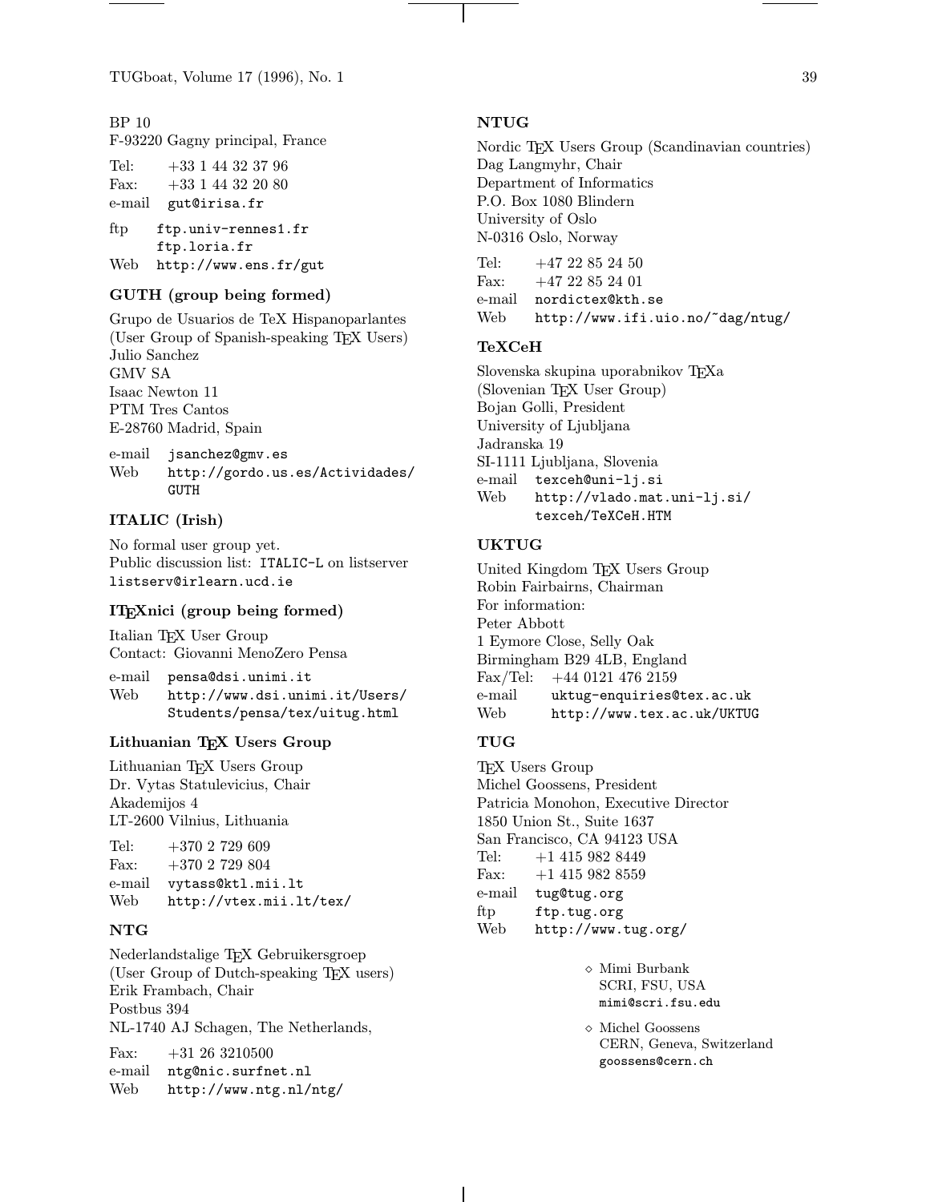BP 10
F-93220 Gagny principal, France

Tel: +33 1 44 32 37 96
Fax: +33 1 44 32 20 80
e-mail `gut@irisa.fr`

ftp `ftp.univ-rennes1.fr`
`ftp.loria.fr`
Web `http://www.ens.fr/gut`

### GUTH (group being formed)

Grupo de Usuarios de TeX Hispanoparlantes
(User Group of Spanish-speaking TeX Users)
Julio Sanchez
GMV SA
Isaac Newton 11
PTM Tres Cantos
E-28760 Madrid, Spain

e-mail `jsanchez@gmv.es`
Web `http://gordo.us.es/Actividades/GUTH`

### ITALIC (Irish)

No formal user group yet.
Public discussion list: `ITALIC-L` on listserver `listserv@irlearn.ucd.ie`

### ITeXnici (group being formed)

Italian TeX User Group
Contact: Giovanni MenoZero Pensa

e-mail `pensa@dsi.unimi.it`
Web `http://www.dsi.unimi.it/Users/Students/pensa/tex/uitug.html`

### Lithuanian TeX Users Group

Lithuanian TeX Users Group
Dr. Vytas Statulevicius, Chair
Akademijos 4
LT-2600 Vilnius, Lithuania

Tel: +370 2 729 609
Fax: +370 2 729 804
e-mail `vytass@ktl.mii.lt`
Web `http://vtex.mii.lt/tex/`

### NTG

Nederlandstalige TeX Gebruikersgroep
(User Group of Dutch-speaking TeX users)
Erik Frambach, Chair
Postbus 394
NL-1740 AJ Schagen, The Netherlands,

Fax: +31 26 3210500
e-mail `ntg@nic.surfnet.nl`
Web `http://www.ntg.nl/ntg/`

### NTUG

Nordic TeX Users Group (Scandinavian countries)
Dag Langmyhr, Chair
Department of Informatics
P.O. Box 1080 Blindern
University of Oslo
N-0316 Oslo, Norway

Tel: +47 22 85 24 50
Fax: +47 22 85 24 01
e-mail `nordictex@kth.se`
Web `http://www.ifi.uio.no/~dag/ntug/`

### TeXCeH

Slovenska skupina uporabnikov TeXa
(Slovenian TeX User Group)
Bojan Golli, President
University of Ljubljana
Jadranska 19
SI-1111 Ljubljana, Slovenia
e-mail `texceh@uni-lj.si`
Web `http://vlado.mat.uni-lj.si/texceh/TeXCeH.HTM`

### UKTUG

United Kingdom TeX Users Group
Robin Fairbairns, Chairman
For information:
Peter Abbott
1 Eymore Close, Selly Oak
Birmingham B29 4LB, England
Fax/Tel: +44 0121 476 2159
e-mail `uktug-enquiries@tex.ac.uk`
Web `http://www.tex.ac.uk/UKTUG`

### TUG

TeX Users Group
Michel Goossens, President
Patricia Monohon, Executive Director
1850 Union St., Suite 1637
San Francisco, CA 94123 USA
Tel: +1 415 982 8449
Fax: +1 415 982 8559
e-mail `tug@tug.org`
ftp `ftp.tug.org`
Web `http://www.tug.org/`

⋄ Mimi Burbank
SCRI, FSU, USA
`mimi@scri.fsu.edu`

⋄ Michel Goossens
CERN, Geneva, Switzerland
`goossens@cern.ch`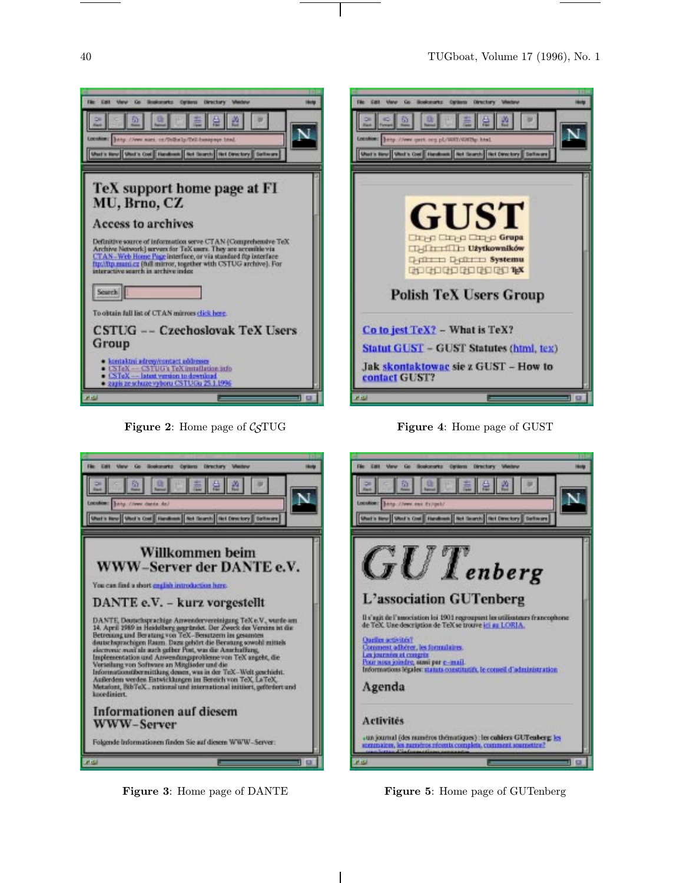Figure 2: Home page of CSTUG

Figure 4: Home page of GUST

Figure 3: Home page of DANTE

Figure 5: Home page of GUTenberg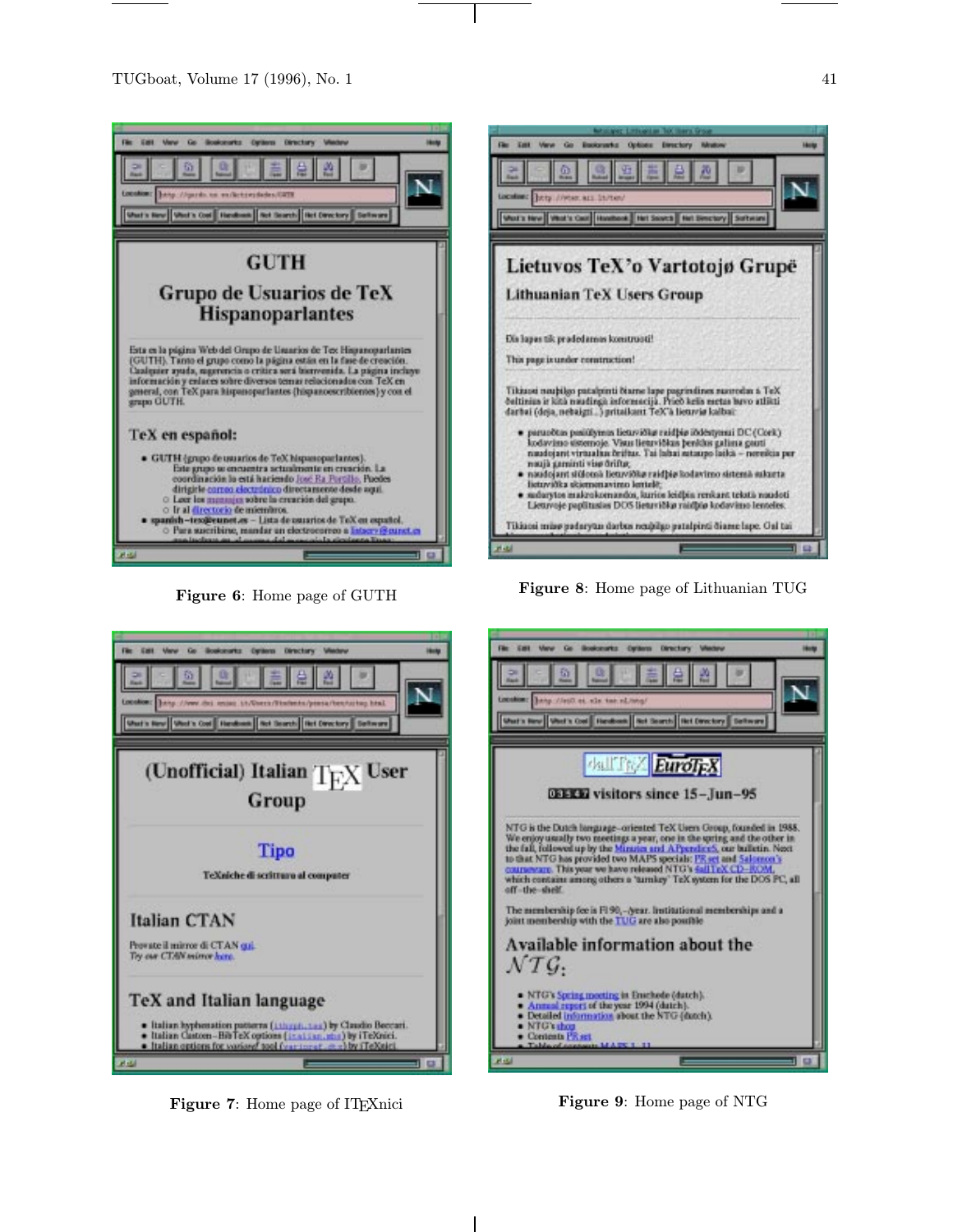Figure 6: Home page of GUTH

Figure 7: Home page of ITEXnici

Figure 8: Home page of Lithuanian TUG

Figure 9: Home page of NTG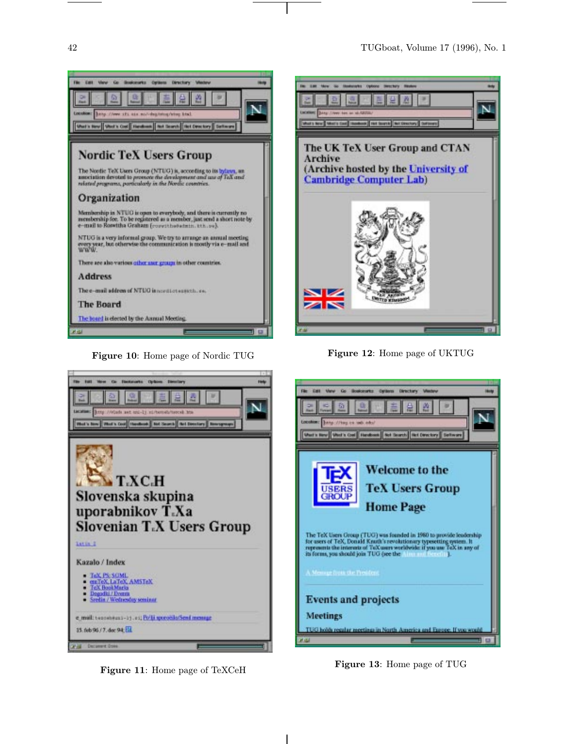Figure 10: Home page of Nordic TUG

Figure 12: Home page of UKTUG

Figure 11: Home page of TeXCeH

Figure 13: Home page of TUG